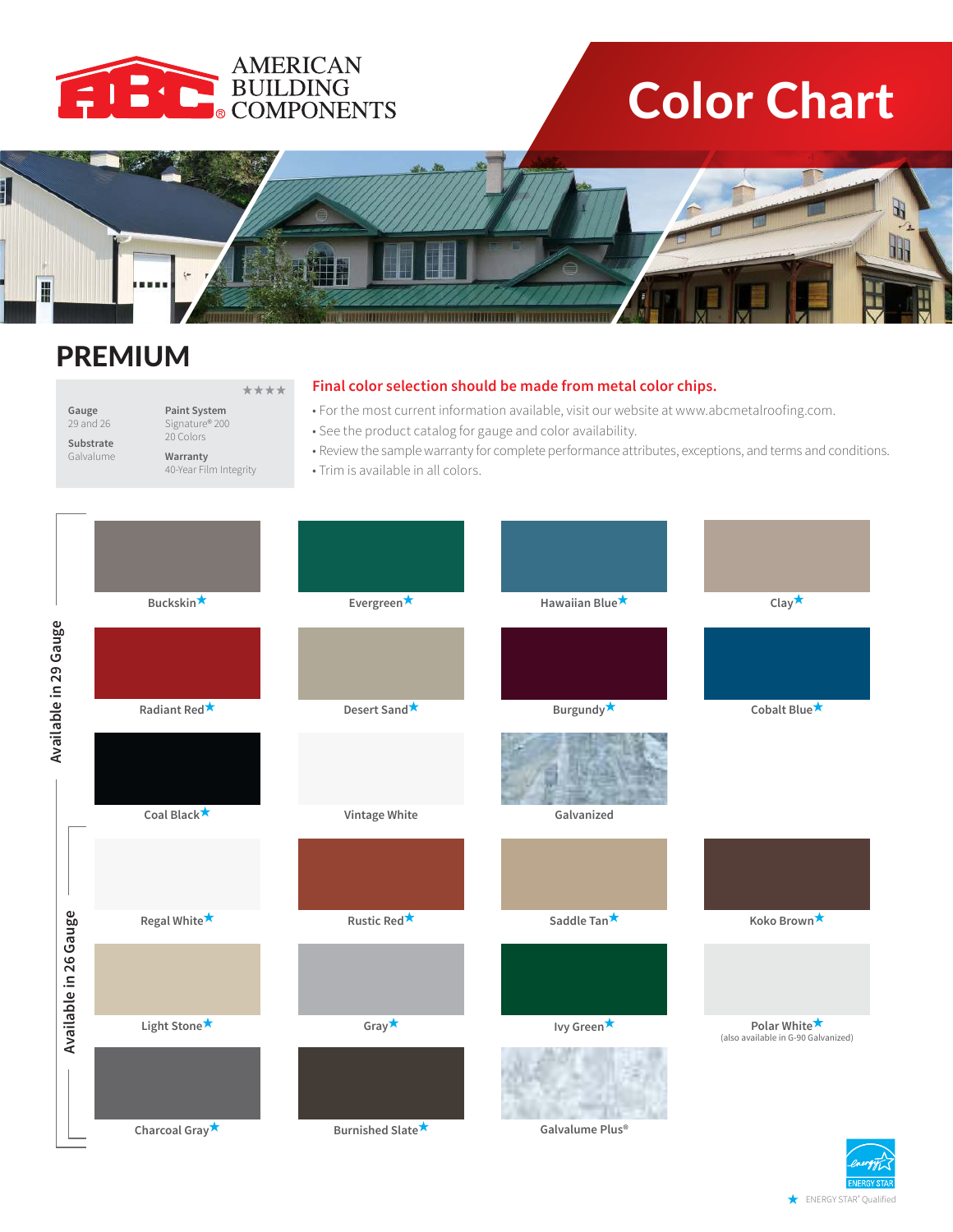AMERICAN BUILDING COMPONENTS

# Color Chart

## PREMIUM

★★★★

**Gauge**
29 and 26

**Substrate**
Galvalume

**Paint System**
Signature® 200
20 Colors

**Warranty**
40-Year Film Integrity

**Final color selection should be made from metal color chips.**

- For the most current information available, visit our website at www.abcmetalroofing.com.
- See the product catalog for gauge and color availability.
- Review the sample warranty for complete performance attributes, exceptions, and terms and conditions.
- Trim is available in all colors.

**Available in 29 Gauge**

| | | | |
|---|---|---|---|
| Buckskin★ | Evergreen★ | Hawaiian Blue★ | Clay★ |
| Radiant Red★ | Desert Sand★ | Burgundy★ | Cobalt Blue★ |
| Coal Black★ | Vintage White | Galvanized | |

**Available in 26 Gauge**

| | | | |
|---|---|---|---|
| Regal White★ | Rustic Red★ | Saddle Tan★ | Koko Brown★ |
| Light Stone★ | Gray★ | Ivy Green★ | Polar White★ (also available in G-90 Galvanized) |
| Charcoal Gray★ | Burnished Slate★ | Galvalume Plus® | |

ENERGY STAR

★ ENERGY STAR® Qualified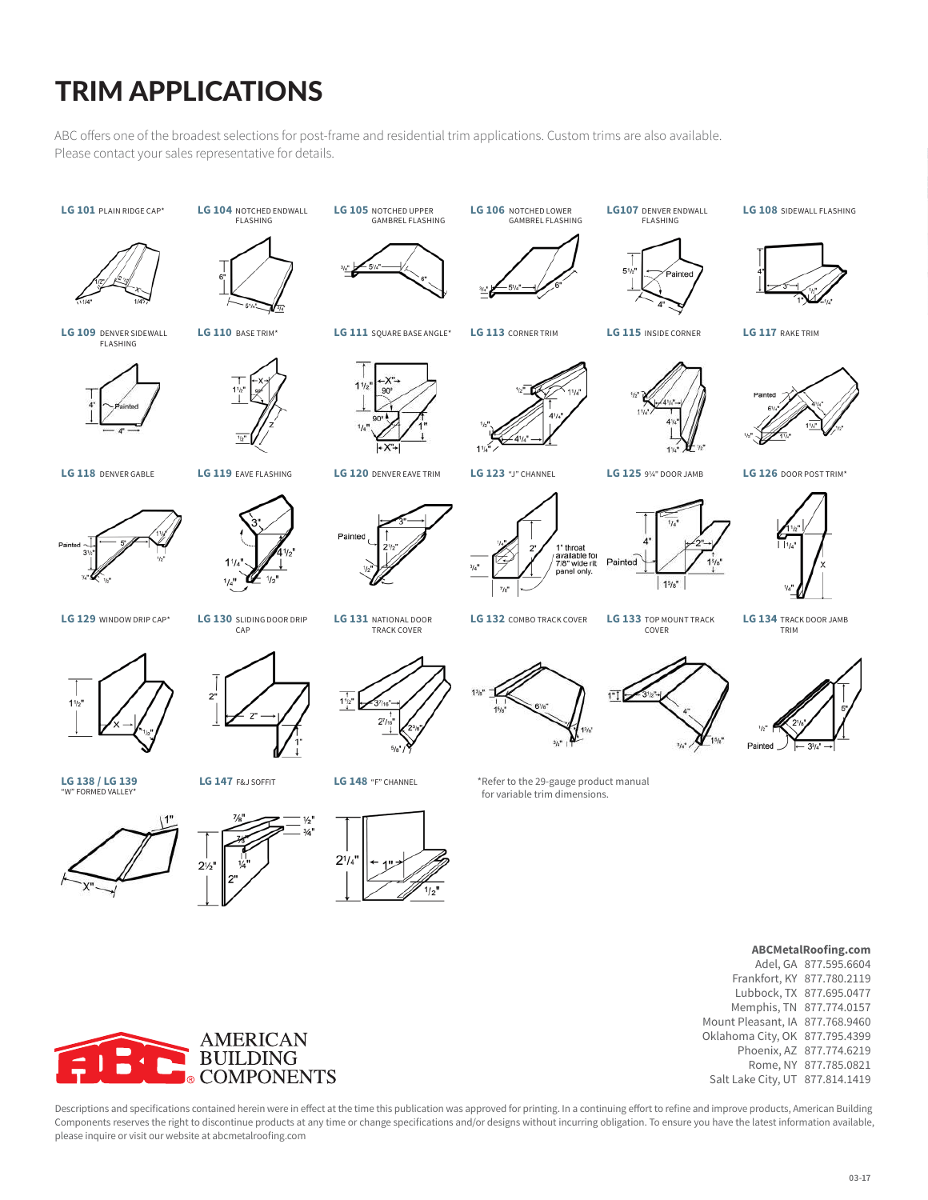# TRIM APPLICATIONS

ABC offers one of the broadest selections for post-frame and residential trim applications. Custom trims are also available. Please contact your sales representative for details.

**LG 101** PLAIN RIDGE CAP*

**LG 104** NOTCHED ENDWALL FLASHING

**LG 105** NOTCHED UPPER GAMBREL FLASHING

**LG 106** NOTCHED LOWER GAMBREL FLASHING

**LG107** DENVER ENDWALL FLASHING

**LG 108** SIDEWALL FLASHING

**LG 109** DENVER SIDEWALL FLASHING

**LG 110** BASE TRIM*

**LG 111** SQUARE BASE ANGLE*

**LG 113** CORNER TRIM

**LG 115** INSIDE CORNER

**LG 117** RAKE TRIM

**LG 118** DENVER GABLE

**LG 119** EAVE FLASHING

**LG 120** DENVER EAVE TRIM

**LG 123** "J" CHANNEL

**LG 125** 9¼" DOOR JAMB

**LG 126** DOOR POST TRIM*

**LG 129** WINDOW DRIP CAP*

**LG 130** SLIDING DOOR DRIP CAP

**LG 131** NATIONAL DOOR TRACK COVER

**LG 132** COMBO TRACK COVER

**LG 133** TOP MOUNT TRACK COVER

**LG 134** TRACK DOOR JAMB TRIM

**LG 138 / LG 139** "W" FORMED VALLEY*

**LG 147** F&J SOFFIT

**LG 148** "F" CHANNEL

*Refer to the 29-gauge product manual for variable trim dimensions.

**ABCMetalRoofing.com**
Adel, GA 877.595.6604
Frankfort, KY 877.780.2119
Lubbock, TX 877.695.0477
Memphis, TN 877.774.0157
Mount Pleasant, IA 877.768.9460
Oklahoma City, OK 877.795.4399
Phoenix, AZ 877.774.6219
Rome, NY 877.785.0821
Salt Lake City, UT 877.814.1419

AMERICAN BUILDING COMPONENTS

Descriptions and specifications contained herein were in effect at the time this publication was approved for printing. In a continuing effort to refine and improve products, American Building Components reserves the right to discontinue products at any time or change specifications and/or designs without incurring obligation. To ensure you have the latest information available, please inquire or visit our website at abcmetalroofing.com

03-17